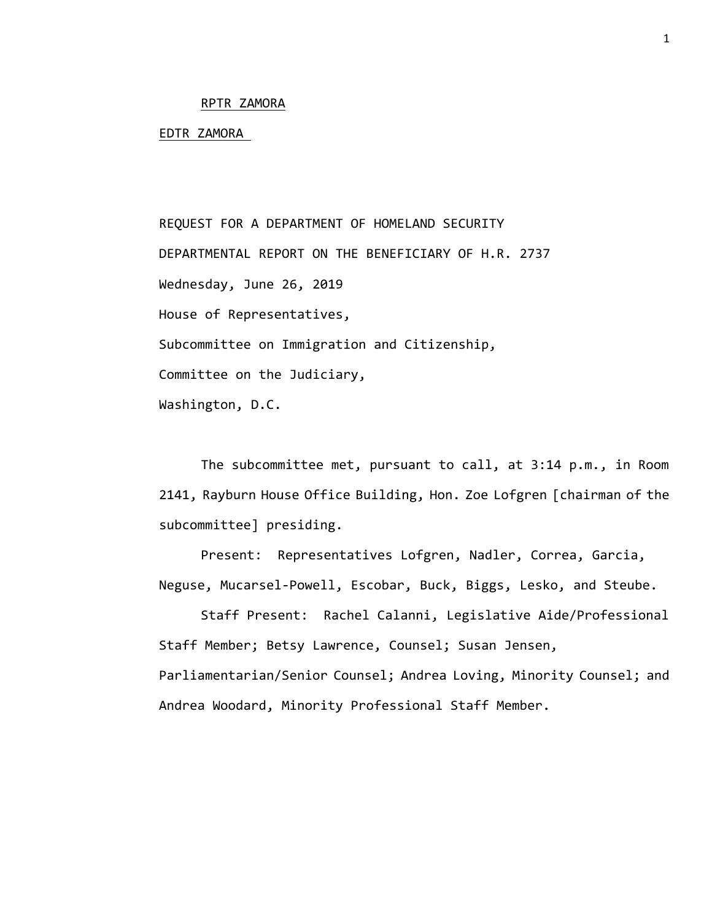RPTR ZAMORA

EDTR ZAMORA

REQUEST FOR A DEPARTMENT OF HOMELAND SECURITY

DEPARTMENTAL REPORT ON THE BENEFICIARY OF H.R. 2737

Wednesday, June 26, 2019

House of Representatives,

Subcommittee on Immigration and Citizenship,

Committee on the Judiciary,

Washington, D.C.

The subcommittee met, pursuant to call, at 3:14 p.m., in Room 2141, Rayburn House Office Building, Hon. Zoe Lofgren [chairman of the subcommittee] presiding.

Present: Representatives Lofgren, Nadler, Correa, Garcia, Neguse, Mucarsel-Powell, Escobar, Buck, Biggs, Lesko, and Steube.

Staff Present: Rachel Calanni, Legislative Aide/Professional Staff Member; Betsy Lawrence, Counsel; Susan Jensen, Parliamentarian/Senior Counsel; Andrea Loving, Minority Counsel; and Andrea Woodard, Minority Professional Staff Member.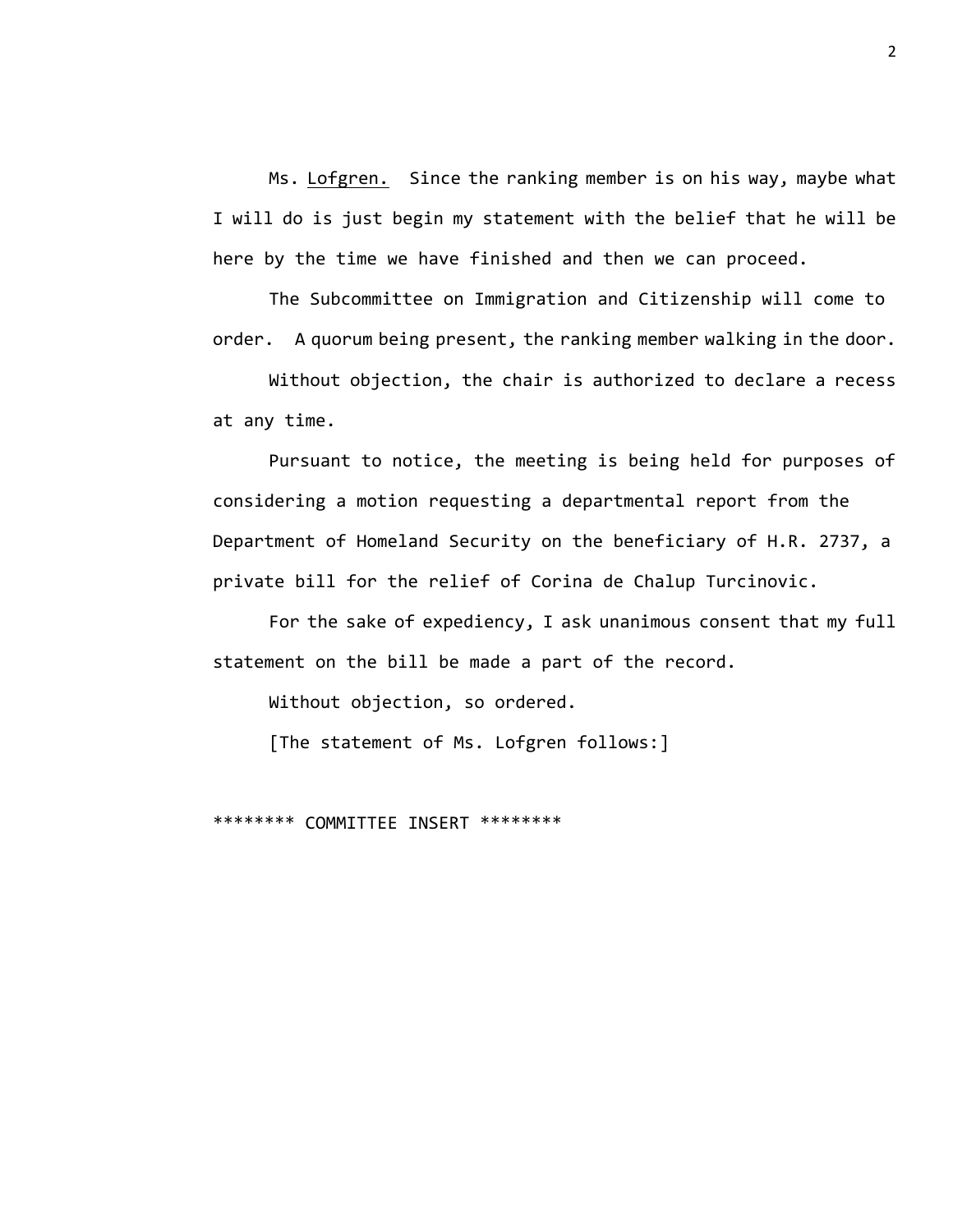Ms. Lofgren. Since the ranking member is on his way, maybe what I will do is just begin my statement with the belief that he will be here by the time we have finished and then we can proceed.

The Subcommittee on Immigration and Citizenship will come to order. A quorum being present, the ranking member walking in the door.

Without objection, the chair is authorized to declare a recess at any time.

Pursuant to notice, the meeting is being held for purposes of considering a motion requesting a departmental report from the Department of Homeland Security on the beneficiary of H.R. 2737, a private bill for the relief of Corina de Chalup Turcinovic.

For the sake of expediency, I ask unanimous consent that my full statement on the bill be made a part of the record.

Without objection, so ordered.

[The statement of Ms. Lofgren follows:]

******** COMMITTEE INSERT ********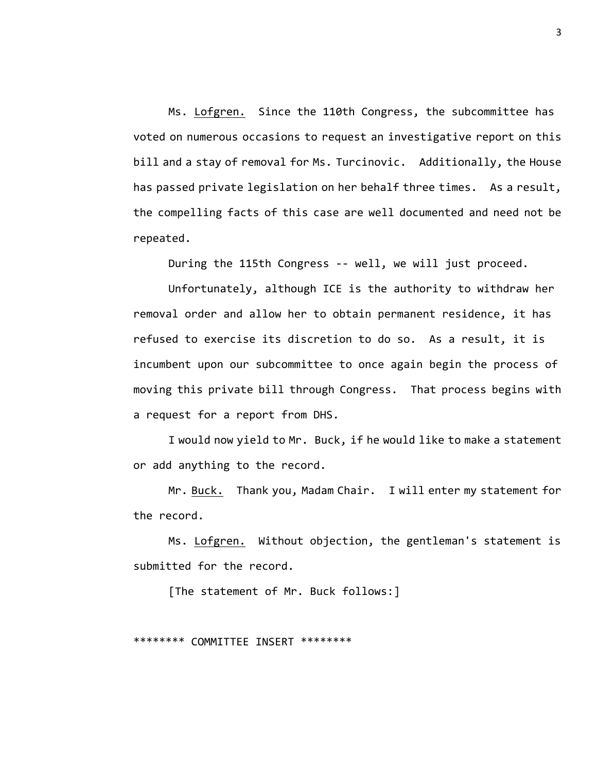Ms. Lofgren. Since the 110th Congress, the subcommittee has voted on numerous occasions to request an investigative report on this bill and a stay of removal for Ms. Turcinovic. Additionally, the House has passed private legislation on her behalf three times. As a result, the compelling facts of this case are well documented and need not be repeated.

During the 115th Congress -- well, we will just proceed.

Unfortunately, although ICE is the authority to withdraw her removal order and allow her to obtain permanent residence, it has refused to exercise its discretion to do so. As a result, it is incumbent upon our subcommittee to once again begin the process of moving this private bill through Congress. That process begins with a request for a report from DHS.

I would now yield to Mr. Buck, if he would like to make a statement or add anything to the record.

Mr. Buck. Thank you, Madam Chair. I will enter my statement for the record.

Ms. Lofgren. Without objection, the gentleman's statement is submitted for the record.

[The statement of Mr. Buck follows:]

******** COMMITTEE INSERT ********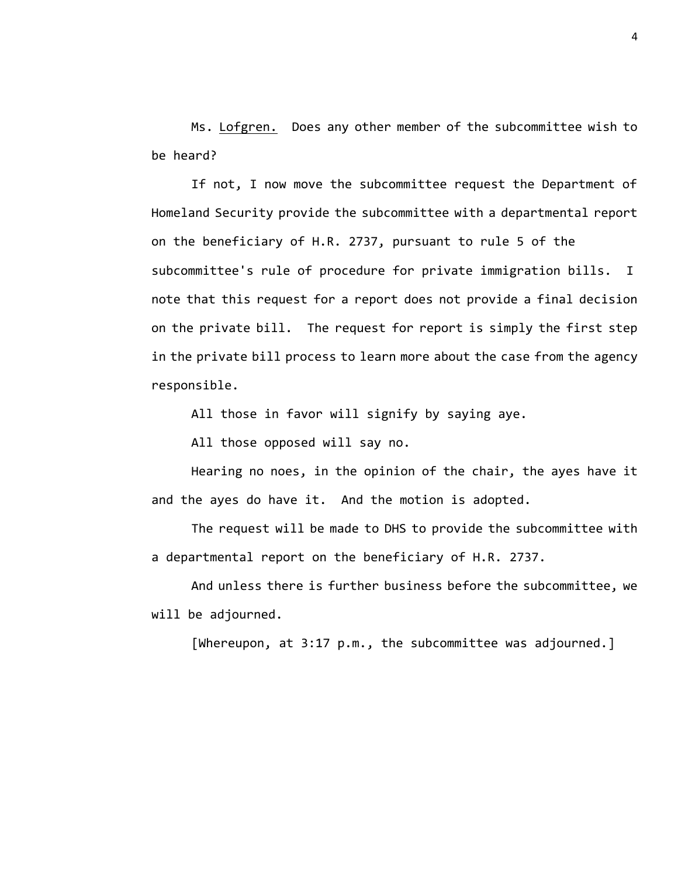Ms. Lofgren. Does any other member of the subcommittee wish to be heard?

If not, I now move the subcommittee request the Department of Homeland Security provide the subcommittee with a departmental report on the beneficiary of H.R. 2737, pursuant to rule 5 of the subcommittee's rule of procedure for private immigration bills. I note that this request for a report does not provide a final decision on the private bill. The request for report is simply the first step in the private bill process to learn more about the case from the agency responsible.

All those in favor will signify by saying aye.

All those opposed will say no.

Hearing no noes, in the opinion of the chair, the ayes have it and the ayes do have it. And the motion is adopted.

The request will be made to DHS to provide the subcommittee with a departmental report on the beneficiary of H.R. 2737.

And unless there is further business before the subcommittee, we will be adjourned.

[Whereupon, at 3:17 p.m., the subcommittee was adjourned.]